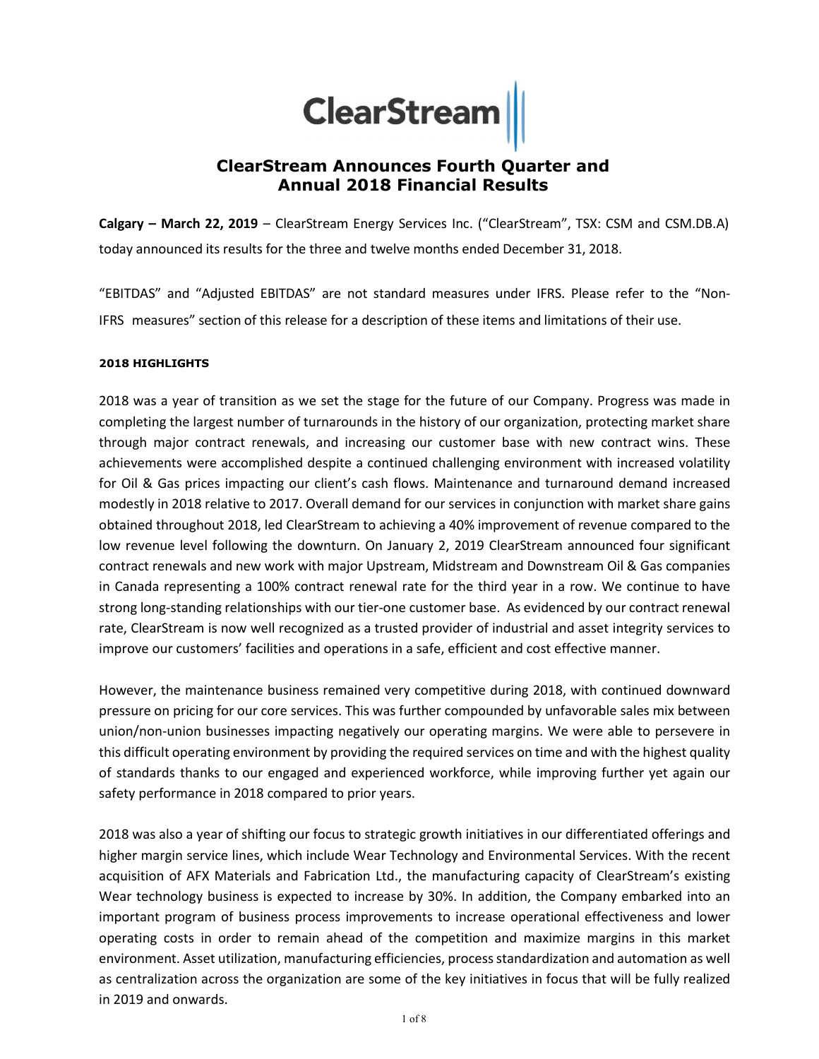# ClearStream Announces Fourth Quarter and Annual 2018 Financial Results

**Calgary – March 22, 2019** – ClearStream Energy Services Inc. ("ClearStream", TSX: CSM and CSM.DB.A) today announced its results for the three and twelve months ended December 31, 2018.

"EBITDAS" and "Adjusted EBITDAS" are not standard measures under IFRS. Please refer to the "Non-IFRS measures" section of this release for a description of these items and limitations of their use.

#### 2018 HIGHLIGHTS

2018 was a year of transition as we set the stage for the future of our Company. Progress was made in completing the largest number of turnarounds in the history of our organization, protecting market share through major contract renewals, and increasing our customer base with new contract wins. These achievements were accomplished despite a continued challenging environment with increased volatility for Oil & Gas prices impacting our client's cash flows. Maintenance and turnaround demand increased modestly in 2018 relative to 2017. Overall demand for our services in conjunction with market share gains obtained throughout 2018, led ClearStream to achieving a 40% improvement of revenue compared to the low revenue level following the downturn. On January 2, 2019 ClearStream announced four significant contract renewals and new work with major Upstream, Midstream and Downstream Oil & Gas companies in Canada representing a 100% contract renewal rate for the third year in a row. We continue to have strong long-standing relationships with our tier-one customer base. As evidenced by our contract renewal rate, ClearStream is now well recognized as a trusted provider of industrial and asset integrity services to improve our customers' facilities and operations in a safe, efficient and cost effective manner.

However, the maintenance business remained very competitive during 2018, with continued downward pressure on pricing for our core services. This was further compounded by unfavorable sales mix between union/non-union businesses impacting negatively our operating margins. We were able to persevere in this difficult operating environment by providing the required services on time and with the highest quality of standards thanks to our engaged and experienced workforce, while improving further yet again our safety performance in 2018 compared to prior years.

2018 was also a year of shifting our focus to strategic growth initiatives in our differentiated offerings and higher margin service lines, which include Wear Technology and Environmental Services. With the recent acquisition of AFX Materials and Fabrication Ltd., the manufacturing capacity of ClearStream's existing Wear technology business is expected to increase by 30%. In addition, the Company embarked into an important program of business process improvements to increase operational effectiveness and lower operating costs in order to remain ahead of the competition and maximize margins in this market environment. Asset utilization, manufacturing efficiencies, process standardization and automation as well as centralization across the organization are some of the key initiatives in focus that will be fully realized in 2019 and onwards.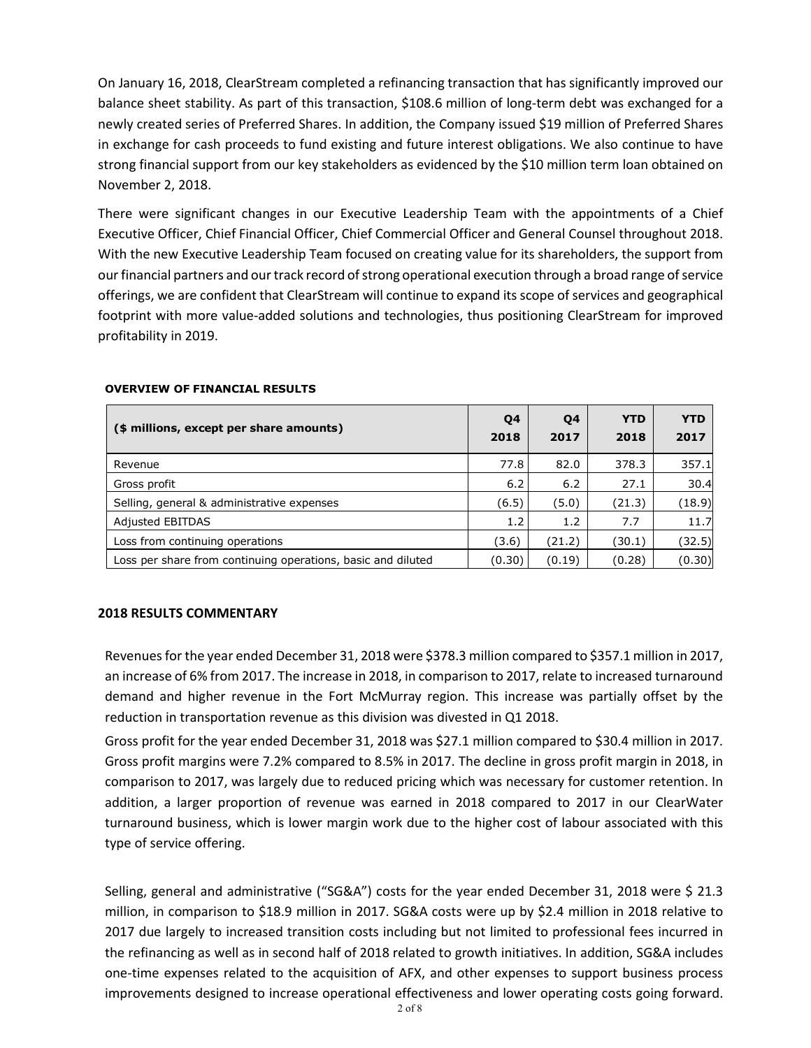On January 16, 2018, ClearStream completed a refinancing transaction that has significantly improved our balance sheet stability. As part of this transaction, $108.6 million of long-term debt was exchanged for a newly created series of Preferred Shares. In addition, the Company issued $19 million of Preferred Shares in exchange for cash proceeds to fund existing and future interest obligations. We also continue to have strong financial support from our key stakeholders as evidenced by the $10 million term loan obtained on November 2, 2018.

There were significant changes in our Executive Leadership Team with the appointments of a Chief Executive Officer, Chief Financial Officer, Chief Commercial Officer and General Counsel throughout 2018. With the new Executive Leadership Team focused on creating value for its shareholders, the support from our financial partners and our track record of strong operational execution through a broad range of service offerings, we are confident that ClearStream will continue to expand its scope of services and geographical footprint with more value-added solutions and technologies, thus positioning ClearStream for improved profitability in 2019.

**OVERVIEW OF FINANCIAL RESULTS**

| ($ millions, except per share amounts) | Q4 2018 | Q4 2017 | YTD 2018 | YTD 2017 |
|---|---|---|---|---|
| Revenue | 77.8 | 82.0 | 378.3 | 357.1 |
| Gross profit | 6.2 | 6.2 | 27.1 | 30.4 |
| Selling, general & administrative expenses | (6.5) | (5.0) | (21.3) | (18.9) |
| Adjusted EBITDAS | 1.2 | 1.2 | 7.7 | 11.7 |
| Loss from continuing operations | (3.6) | (21.2) | (30.1) | (32.5) |
| Loss per share from continuing operations, basic and diluted | (0.30) | (0.19) | (0.28) | (0.30) |

**2018 RESULTS COMMENTARY**

Revenues for the year ended December 31, 2018 were $378.3 million compared to $357.1 million in 2017, an increase of 6% from 2017. The increase in 2018, in comparison to 2017, relate to increased turnaround demand and higher revenue in the Fort McMurray region. This increase was partially offset by the reduction in transportation revenue as this division was divested in Q1 2018.

Gross profit for the year ended December 31, 2018 was $27.1 million compared to $30.4 million in 2017. Gross profit margins were 7.2% compared to 8.5% in 2017. The decline in gross profit margin in 2018, in comparison to 2017, was largely due to reduced pricing which was necessary for customer retention. In addition, a larger proportion of revenue was earned in 2018 compared to 2017 in our ClearWater turnaround business, which is lower margin work due to the higher cost of labour associated with this type of service offering.

Selling, general and administrative ("SG&A") costs for the year ended December 31, 2018 were $ 21.3 million, in comparison to $18.9 million in 2017. SG&A costs were up by $2.4 million in 2018 relative to 2017 due largely to increased transition costs including but not limited to professional fees incurred in the refinancing as well as in second half of 2018 related to growth initiatives. In addition, SG&A includes one-time expenses related to the acquisition of AFX, and other expenses to support business process improvements designed to increase operational effectiveness and lower operating costs going forward.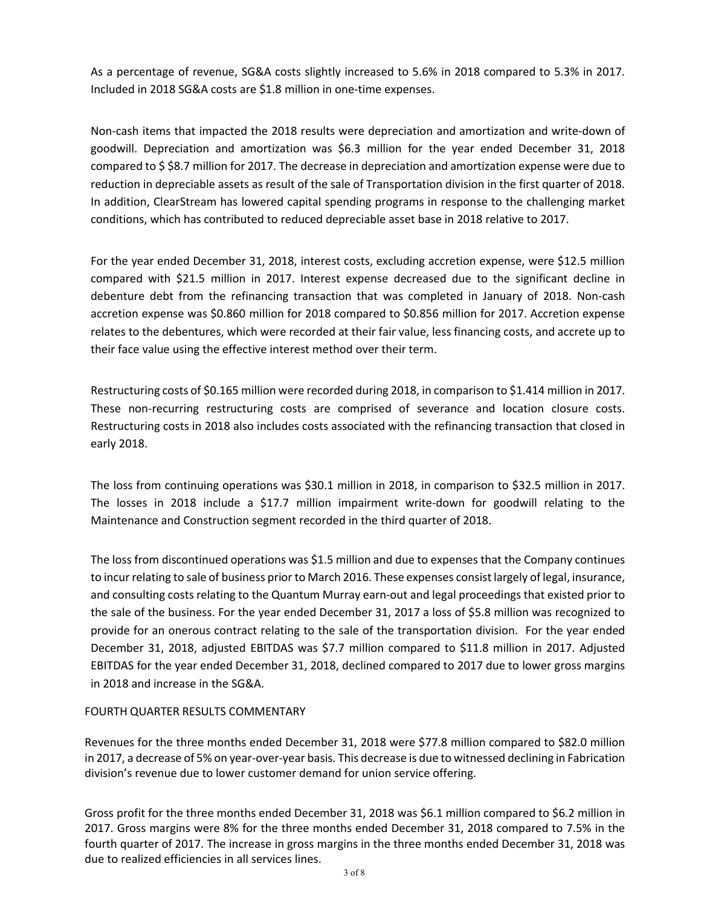As a percentage of revenue, SG&A costs slightly increased to 5.6% in 2018 compared to 5.3% in 2017. Included in 2018 SG&A costs are $1.8 million in one-time expenses.

Non-cash items that impacted the 2018 results were depreciation and amortization and write-down of goodwill. Depreciation and amortization was $6.3 million for the year ended December 31, 2018 compared to $ $8.7 million for 2017. The decrease in depreciation and amortization expense were due to reduction in depreciable assets as result of the sale of Transportation division in the first quarter of 2018. In addition, ClearStream has lowered capital spending programs in response to the challenging market conditions, which has contributed to reduced depreciable asset base in 2018 relative to 2017.

For the year ended December 31, 2018, interest costs, excluding accretion expense, were $12.5 million compared with $21.5 million in 2017. Interest expense decreased due to the significant decline in debenture debt from the refinancing transaction that was completed in January of 2018. Non-cash accretion expense was $0.860 million for 2018 compared to $0.856 million for 2017. Accretion expense relates to the debentures, which were recorded at their fair value, less financing costs, and accrete up to their face value using the effective interest method over their term.

Restructuring costs of $0.165 million were recorded during 2018, in comparison to $1.414 million in 2017. These non-recurring restructuring costs are comprised of severance and location closure costs. Restructuring costs in 2018 also includes costs associated with the refinancing transaction that closed in early 2018.

The loss from continuing operations was $30.1 million in 2018, in comparison to $32.5 million in 2017. The losses in 2018 include a $17.7 million impairment write-down for goodwill relating to the Maintenance and Construction segment recorded in the third quarter of 2018.

The loss from discontinued operations was $1.5 million and due to expenses that the Company continues to incur relating to sale of business prior to March 2016. These expenses consist largely of legal, insurance, and consulting costs relating to the Quantum Murray earn-out and legal proceedings that existed prior to the sale of the business. For the year ended December 31, 2017 a loss of $5.8 million was recognized to provide for an onerous contract relating to the sale of the transportation division. For the year ended December 31, 2018, adjusted EBITDAS was $7.7 million compared to $11.8 million in 2017. Adjusted EBITDAS for the year ended December 31, 2018, declined compared to 2017 due to lower gross margins in 2018 and increase in the SG&A.

FOURTH QUARTER RESULTS COMMENTARY

Revenues for the three months ended December 31, 2018 were $77.8 million compared to $82.0 million in 2017, a decrease of 5% on year-over-year basis. This decrease is due to witnessed declining in Fabrication division's revenue due to lower customer demand for union service offering.

Gross profit for the three months ended December 31, 2018 was $6.1 million compared to $6.2 million in 2017. Gross margins were 8% for the three months ended December 31, 2018 compared to 7.5% in the fourth quarter of 2017. The increase in gross margins in the three months ended December 31, 2018 was due to realized efficiencies in all services lines.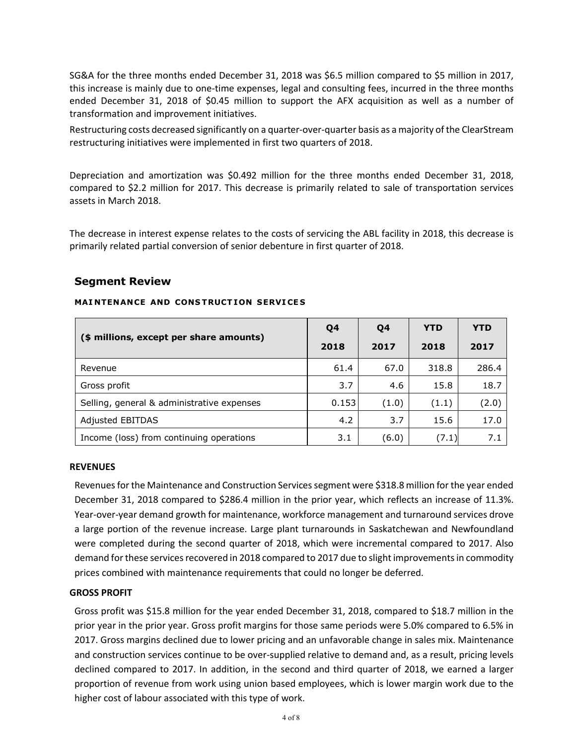SG&A for the three months ended December 31, 2018 was $6.5 million compared to $5 million in 2017, this increase is mainly due to one-time expenses, legal and consulting fees, incurred in the three months ended December 31, 2018 of $0.45 million to support the AFX acquisition as well as a number of transformation and improvement initiatives.

Restructuring costs decreased significantly on a quarter-over-quarter basis as a majority of the ClearStream restructuring initiatives were implemented in first two quarters of 2018.

Depreciation and amortization was $0.492 million for the three months ended December 31, 2018, compared to $2.2 million for 2017. This decrease is primarily related to sale of transportation services assets in March 2018.

The decrease in interest expense relates to the costs of servicing the ABL facility in 2018, this decrease is primarily related partial conversion of senior debenture in first quarter of 2018.

## Segment Review

### MAINTENANCE AND CONSTRUCTION SERVICES

| ($ millions, except per share amounts) | Q4 2018 | Q4 2017 | YTD 2018 | YTD 2017 |
|---|---|---|---|---|
| Revenue | 61.4 | 67.0 | 318.8 | 286.4 |
| Gross profit | 3.7 | 4.6 | 15.8 | 18.7 |
| Selling, general & administrative expenses | 0.153 | (1.0) | (1.1) | (2.0) |
| Adjusted EBITDAS | 4.2 | 3.7 | 15.6 | 17.0 |
| Income (loss) from continuing operations | 3.1 | (6.0) | (7.1) | 7.1 |

**REVENUES**

Revenues for the Maintenance and Construction Services segment were $318.8 million for the year ended December 31, 2018 compared to $286.4 million in the prior year, which reflects an increase of 11.3%. Year-over-year demand growth for maintenance, workforce management and turnaround services drove a large portion of the revenue increase. Large plant turnarounds in Saskatchewan and Newfoundland were completed during the second quarter of 2018, which were incremental compared to 2017. Also demand for these services recovered in 2018 compared to 2017 due to slight improvements in commodity prices combined with maintenance requirements that could no longer be deferred.

**GROSS PROFIT**

Gross profit was $15.8 million for the year ended December 31, 2018, compared to $18.7 million in the prior year in the prior year. Gross profit margins for those same periods were 5.0% compared to 6.5% in 2017. Gross margins declined due to lower pricing and an unfavorable change in sales mix. Maintenance and construction services continue to be over-supplied relative to demand and, as a result, pricing levels declined compared to 2017. In addition, in the second and third quarter of 2018, we earned a larger proportion of revenue from work using union based employees, which is lower margin work due to the higher cost of labour associated with this type of work.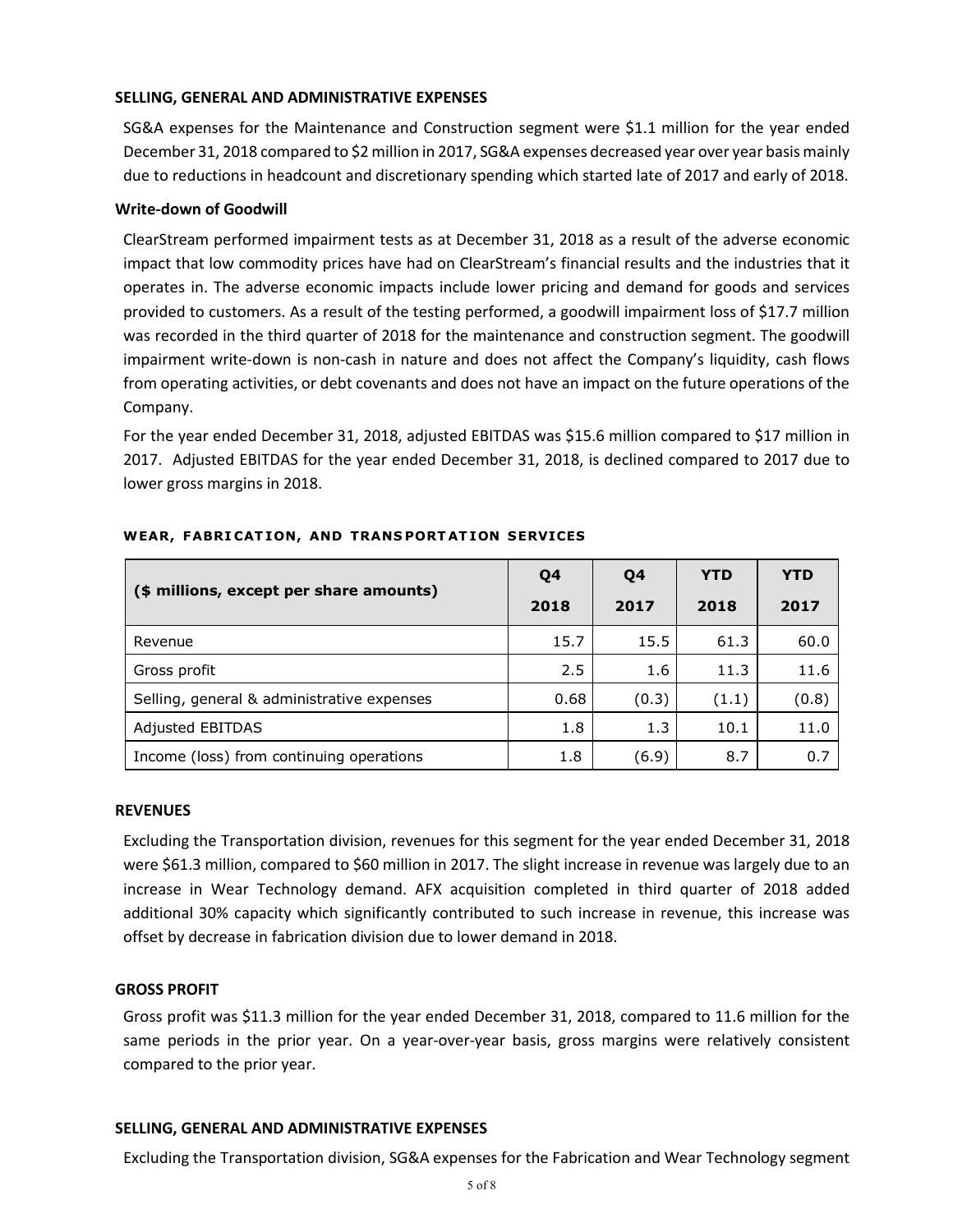**SELLING, GENERAL AND ADMINISTRATIVE EXPENSES**

SG&A expenses for the Maintenance and Construction segment were $1.1 million for the year ended December 31, 2018 compared to $2 million in 2017, SG&A expenses decreased year over year basis mainly due to reductions in headcount and discretionary spending which started late of 2017 and early of 2018.

**Write-down of Goodwill**

ClearStream performed impairment tests as at December 31, 2018 as a result of the adverse economic impact that low commodity prices have had on ClearStream's financial results and the industries that it operates in. The adverse economic impacts include lower pricing and demand for goods and services provided to customers. As a result of the testing performed, a goodwill impairment loss of $17.7 million was recorded in the third quarter of 2018 for the maintenance and construction segment. The goodwill impairment write-down is non-cash in nature and does not affect the Company's liquidity, cash flows from operating activities, or debt covenants and does not have an impact on the future operations of the Company.

For the year ended December 31, 2018, adjusted EBITDAS was $15.6 million compared to $17 million in 2017. Adjusted EBITDAS for the year ended December 31, 2018, is declined compared to 2017 due to lower gross margins in 2018.

**WEAR, FABRICATION, AND TRANSPORTATION SERVICES**

| ($ millions, except per share amounts) | Q4 2018 | Q4 2017 | YTD 2018 | YTD 2017 |
|---|---|---|---|---|
| Revenue | 15.7 | 15.5 | 61.3 | 60.0 |
| Gross profit | 2.5 | 1.6 | 11.3 | 11.6 |
| Selling, general & administrative expenses | 0.68 | (0.3) | (1.1) | (0.8) |
| Adjusted EBITDAS | 1.8 | 1.3 | 10.1 | 11.0 |
| Income (loss) from continuing operations | 1.8 | (6.9) | 8.7 | 0.7 |

**REVENUES**

Excluding the Transportation division, revenues for this segment for the year ended December 31, 2018 were $61.3 million, compared to $60 million in 2017. The slight increase in revenue was largely due to an increase in Wear Technology demand. AFX acquisition completed in third quarter of 2018 added additional 30% capacity which significantly contributed to such increase in revenue, this increase was offset by decrease in fabrication division due to lower demand in 2018.

**GROSS PROFIT**

Gross profit was $11.3 million for the year ended December 31, 2018, compared to 11.6 million for the same periods in the prior year. On a year-over-year basis, gross margins were relatively consistent compared to the prior year.

**SELLING, GENERAL AND ADMINISTRATIVE EXPENSES**

Excluding the Transportation division, SG&A expenses for the Fabrication and Wear Technology segment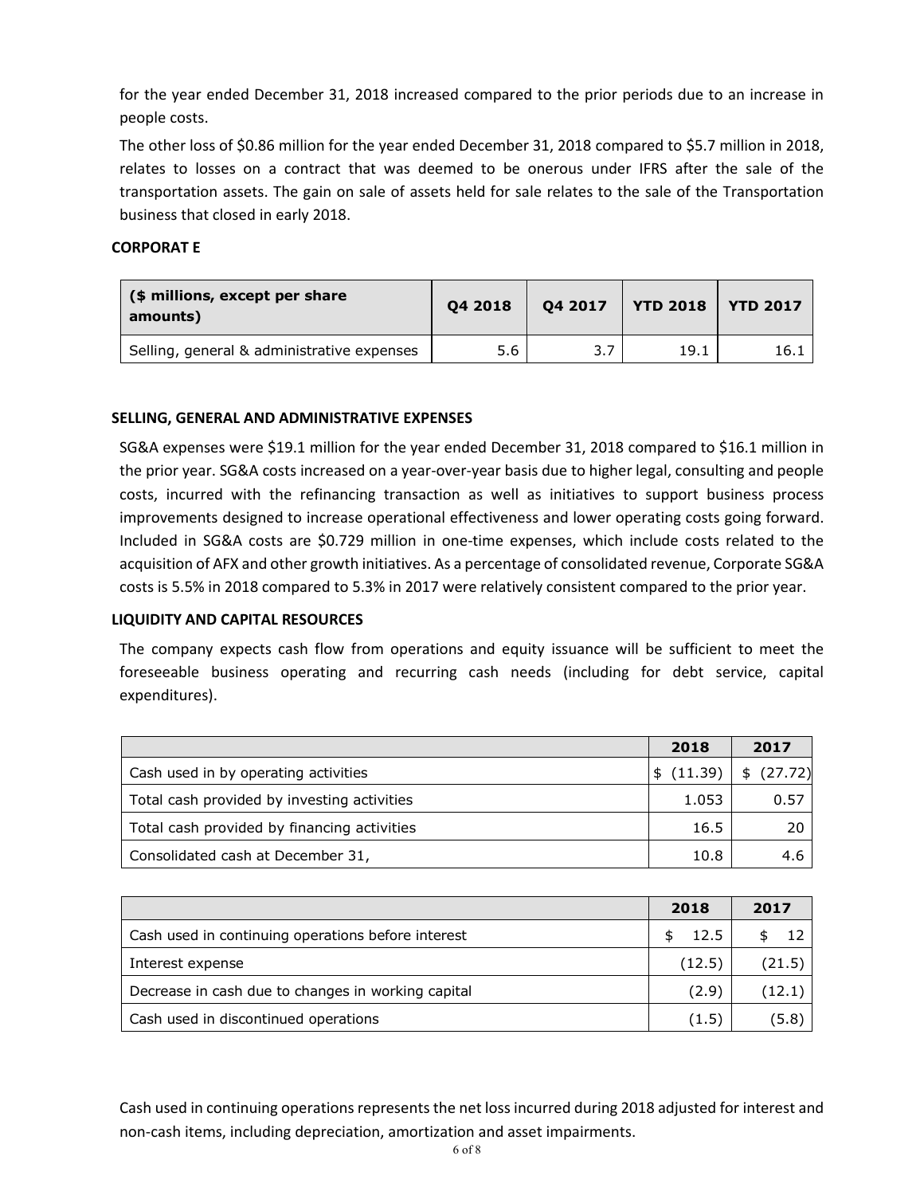for the year ended December 31, 2018 increased compared to the prior periods due to an increase in people costs.

The other loss of $0.86 million for the year ended December 31, 2018 compared to $5.7 million in 2018, relates to losses on a contract that was deemed to be onerous under IFRS after the sale of the transportation assets. The gain on sale of assets held for sale relates to the sale of the Transportation business that closed in early 2018.

**CORPORAT E**

| ($ millions, except per share amounts) | Q4 2018 | Q4 2017 | YTD 2018 | YTD 2017 |
|---|---|---|---|---|
| Selling, general & administrative expenses | 5.6 | 3.7 | 19.1 | 16.1 |

**SELLING, GENERAL AND ADMINISTRATIVE EXPENSES**

SG&A expenses were $19.1 million for the year ended December 31, 2018 compared to $16.1 million in the prior year. SG&A costs increased on a year-over-year basis due to higher legal, consulting and people costs, incurred with the refinancing transaction as well as initiatives to support business process improvements designed to increase operational effectiveness and lower operating costs going forward. Included in SG&A costs are $0.729 million in one-time expenses, which include costs related to the acquisition of AFX and other growth initiatives. As a percentage of consolidated revenue, Corporate SG&A costs is 5.5% in 2018 compared to 5.3% in 2017 were relatively consistent compared to the prior year.

**LIQUIDITY AND CAPITAL RESOURCES**

The company expects cash flow from operations and equity issuance will be sufficient to meet the foreseeable business operating and recurring cash needs (including for debt service, capital expenditures).

| | 2018 | 2017 |
|---|---|---|
| Cash used in by operating activities | $ (11.39) | $ (27.72) |
| Total cash provided by investing activities | 1.053 | 0.57 |
| Total cash provided by financing activities | 16.5 | 20 |
| Consolidated cash at December 31, | 10.8 | 4.6 |

| | 2018 | 2017 |
|---|---|---|
| Cash used in continuing operations before interest | $ 12.5 | $ 12 |
| Interest expense | (12.5) | (21.5) |
| Decrease in cash due to changes in working capital | (2.9) | (12.1) |
| Cash used in discontinued operations | (1.5) | (5.8) |

Cash used in continuing operations represents the net loss incurred during 2018 adjusted for interest and non-cash items, including depreciation, amortization and asset impairments.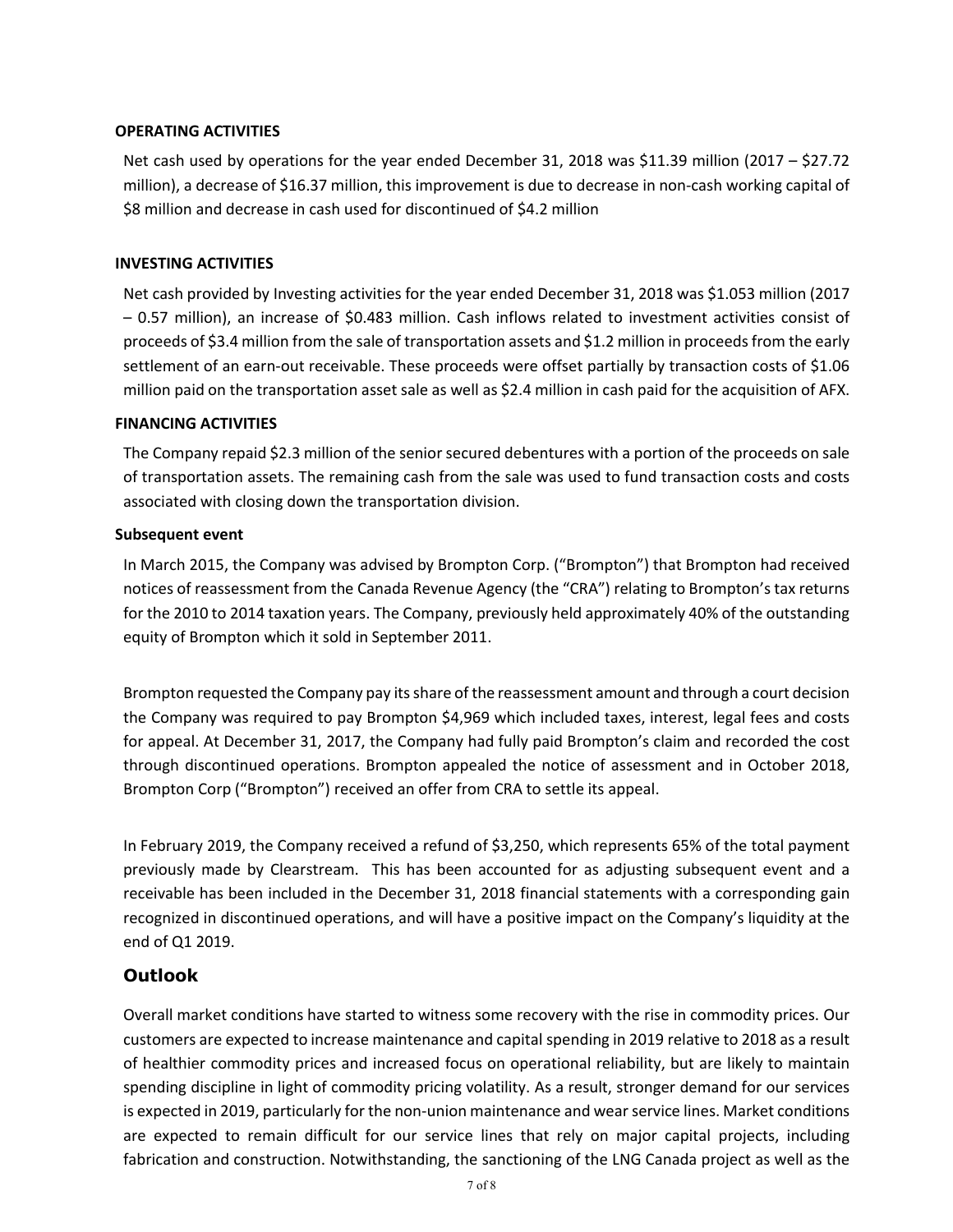**OPERATING ACTIVITIES**

Net cash used by operations for the year ended December 31, 2018 was $11.39 million (2017 – $27.72 million), a decrease of $16.37 million, this improvement is due to decrease in non-cash working capital of $8 million and decrease in cash used for discontinued of $4.2 million

**INVESTING ACTIVITIES**

Net cash provided by Investing activities for the year ended December 31, 2018 was $1.053 million (2017 – 0.57 million), an increase of $0.483 million. Cash inflows related to investment activities consist of proceeds of $3.4 million from the sale of transportation assets and $1.2 million in proceeds from the early settlement of an earn-out receivable. These proceeds were offset partially by transaction costs of $1.06 million paid on the transportation asset sale as well as $2.4 million in cash paid for the acquisition of AFX.

**FINANCING ACTIVITIES**

The Company repaid $2.3 million of the senior secured debentures with a portion of the proceeds on sale of transportation assets. The remaining cash from the sale was used to fund transaction costs and costs associated with closing down the transportation division.

**Subsequent event**

In March 2015, the Company was advised by Brompton Corp. ("Brompton") that Brompton had received notices of reassessment from the Canada Revenue Agency (the "CRA") relating to Brompton's tax returns for the 2010 to 2014 taxation years. The Company, previously held approximately 40% of the outstanding equity of Brompton which it sold in September 2011.

Brompton requested the Company pay its share of the reassessment amount and through a court decision the Company was required to pay Brompton $4,969 which included taxes, interest, legal fees and costs for appeal. At December 31, 2017, the Company had fully paid Brompton's claim and recorded the cost through discontinued operations. Brompton appealed the notice of assessment and in October 2018, Brompton Corp ("Brompton") received an offer from CRA to settle its appeal.

In February 2019, the Company received a refund of $3,250, which represents 65% of the total payment previously made by Clearstream. This has been accounted for as adjusting subsequent event and a receivable has been included in the December 31, 2018 financial statements with a corresponding gain recognized in discontinued operations, and will have a positive impact on the Company's liquidity at the end of Q1 2019.

## Outlook

Overall market conditions have started to witness some recovery with the rise in commodity prices. Our customers are expected to increase maintenance and capital spending in 2019 relative to 2018 as a result of healthier commodity prices and increased focus on operational reliability, but are likely to maintain spending discipline in light of commodity pricing volatility. As a result, stronger demand for our services is expected in 2019, particularly for the non-union maintenance and wear service lines. Market conditions are expected to remain difficult for our service lines that rely on major capital projects, including fabrication and construction. Notwithstanding, the sanctioning of the LNG Canada project as well as the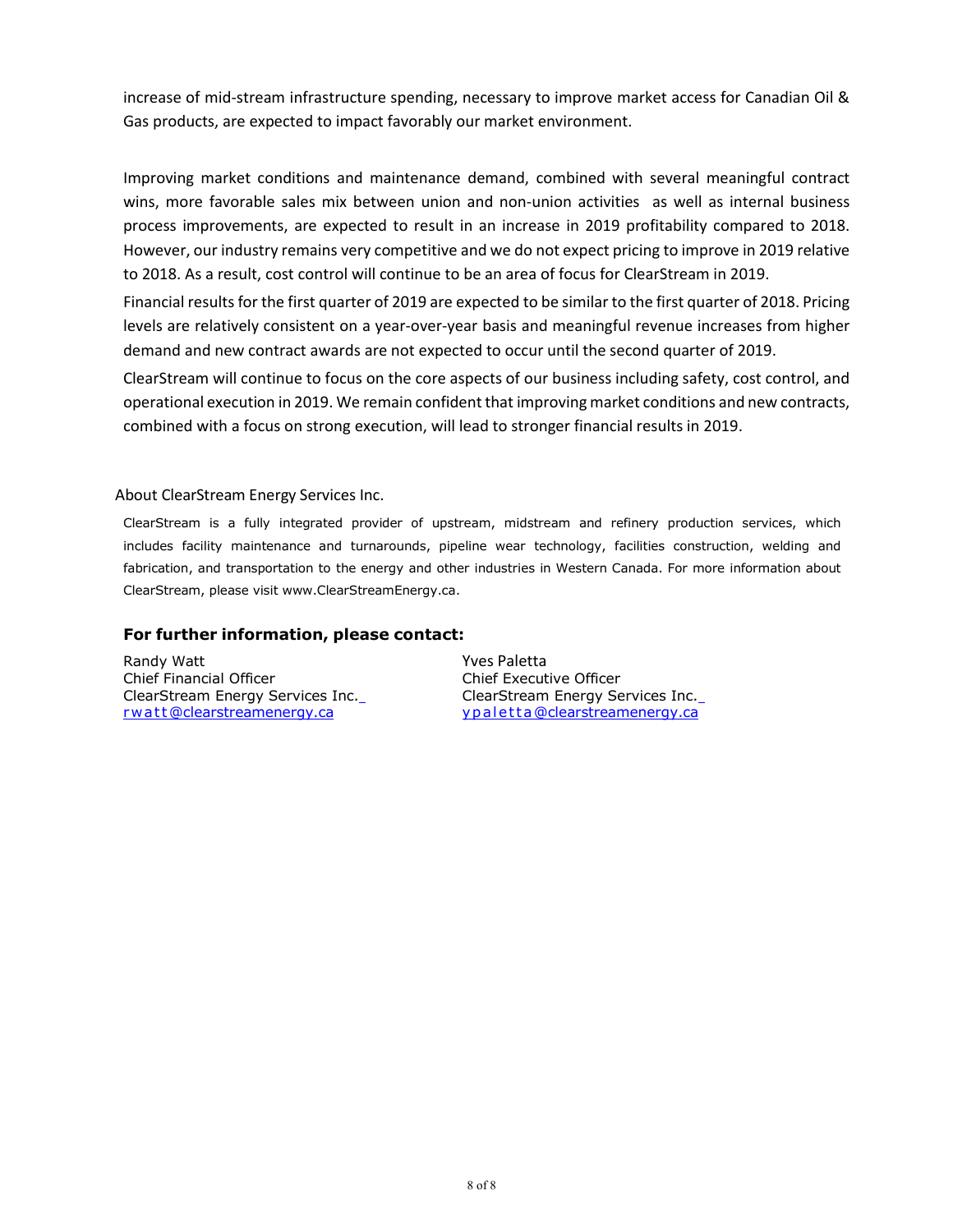increase of mid-stream infrastructure spending, necessary to improve market access for Canadian Oil & Gas products, are expected to impact favorably our market environment.

Improving market conditions and maintenance demand, combined with several meaningful contract wins, more favorable sales mix between union and non-union activities as well as internal business process improvements, are expected to result in an increase in 2019 profitability compared to 2018. However, our industry remains very competitive and we do not expect pricing to improve in 2019 relative to 2018. As a result, cost control will continue to be an area of focus for ClearStream in 2019.

Financial results for the first quarter of 2019 are expected to be similar to the first quarter of 2018. Pricing levels are relatively consistent on a year-over-year basis and meaningful revenue increases from higher demand and new contract awards are not expected to occur until the second quarter of 2019.

ClearStream will continue to focus on the core aspects of our business including safety, cost control, and operational execution in 2019. We remain confident that improving market conditions and new contracts, combined with a focus on strong execution, will lead to stronger financial results in 2019.

## About ClearStream Energy Services Inc.

ClearStream is a fully integrated provider of upstream, midstream and refinery production services, which includes facility maintenance and turnarounds, pipeline wear technology, facilities construction, welding and fabrication, and transportation to the energy and other industries in Western Canada. For more information about ClearStream, please visit www.ClearStreamEnergy.ca.

### For further information, please contact:

Randy Watt
Chief Financial Officer
ClearStream Energy Services Inc.
rwatt@clearstreamenergy.ca

Yves Paletta
Chief Executive Officer
ClearStream Energy Services Inc.
ypaletta@clearstreamenergy.ca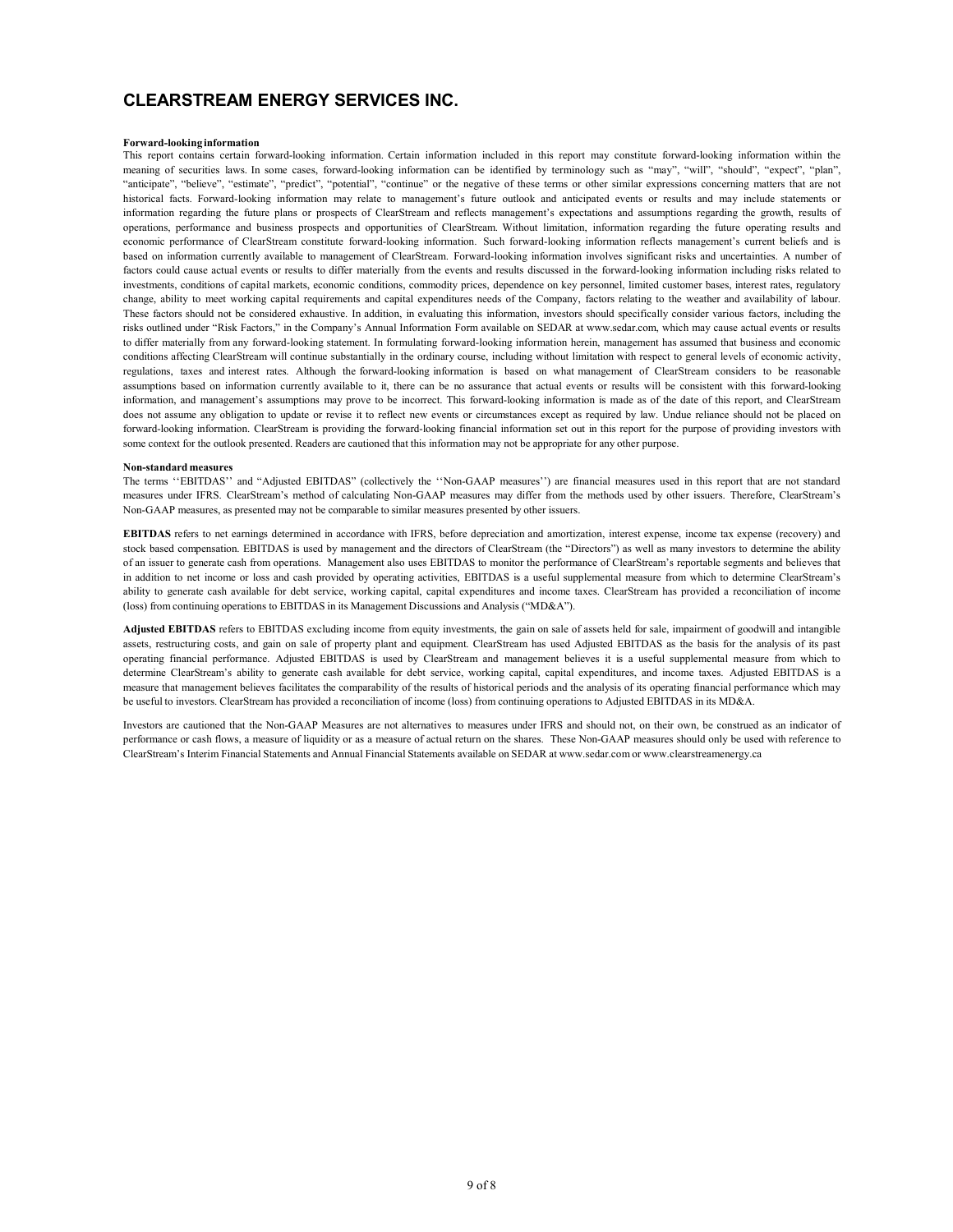# CLEARSTREAM ENERGY SERVICES INC.

**Forward-looking information**

This report contains certain forward-looking information. Certain information included in this report may constitute forward-looking information within the meaning of securities laws. In some cases, forward-looking information can be identified by terminology such as "may", "will", "should", "expect", "plan", "anticipate", "believe", "estimate", "predict", "potential", "continue" or the negative of these terms or other similar expressions concerning matters that are not historical facts. Forward-looking information may relate to management's future outlook and anticipated events or results and may include statements or information regarding the future plans or prospects of ClearStream and reflects management's expectations and assumptions regarding the growth, results of operations, performance and business prospects and opportunities of ClearStream. Without limitation, information regarding the future operating results and economic performance of ClearStream constitute forward-looking information. Such forward-looking information reflects management's current beliefs and is based on information currently available to management of ClearStream. Forward-looking information involves significant risks and uncertainties. A number of factors could cause actual events or results to differ materially from the events and results discussed in the forward-looking information including risks related to investments, conditions of capital markets, economic conditions, commodity prices, dependence on key personnel, limited customer bases, interest rates, regulatory change, ability to meet working capital requirements and capital expenditures needs of the Company, factors relating to the weather and availability of labour. These factors should not be considered exhaustive. In addition, in evaluating this information, investors should specifically consider various factors, including the risks outlined under "Risk Factors," in the Company's Annual Information Form available on SEDAR at www.sedar.com, which may cause actual events or results to differ materially from any forward-looking statement. In formulating forward-looking information herein, management has assumed that business and economic conditions affecting ClearStream will continue substantially in the ordinary course, including without limitation with respect to general levels of economic activity, regulations, taxes and interest rates. Although the forward-looking information is based on what management of ClearStream considers to be reasonable assumptions based on information currently available to it, there can be no assurance that actual events or results will be consistent with this forward-looking information, and management's assumptions may prove to be incorrect. This forward-looking information is made as of the date of this report, and ClearStream does not assume any obligation to update or revise it to reflect new events or circumstances except as required by law. Undue reliance should not be placed on forward-looking information. ClearStream is providing the forward-looking financial information set out in this report for the purpose of providing investors with some context for the outlook presented. Readers are cautioned that this information may not be appropriate for any other purpose.

**Non-standard measures**

The terms ''EBITDAS'' and "Adjusted EBITDAS" (collectively the ''Non-GAAP measures'') are financial measures used in this report that are not standard measures under IFRS. ClearStream's method of calculating Non-GAAP measures may differ from the methods used by other issuers. Therefore, ClearStream's Non-GAAP measures, as presented may not be comparable to similar measures presented by other issuers.

**EBITDAS** refers to net earnings determined in accordance with IFRS, before depreciation and amortization, interest expense, income tax expense (recovery) and stock based compensation. EBITDAS is used by management and the directors of ClearStream (the "Directors") as well as many investors to determine the ability of an issuer to generate cash from operations. Management also uses EBITDAS to monitor the performance of ClearStream's reportable segments and believes that in addition to net income or loss and cash provided by operating activities, EBITDAS is a useful supplemental measure from which to determine ClearStream's ability to generate cash available for debt service, working capital, capital expenditures and income taxes. ClearStream has provided a reconciliation of income (loss) from continuing operations to EBITDAS in its Management Discussions and Analysis ("MD&A").

**Adjusted EBITDAS** refers to EBITDAS excluding income from equity investments, the gain on sale of assets held for sale, impairment of goodwill and intangible assets, restructuring costs, and gain on sale of property plant and equipment. ClearStream has used Adjusted EBITDAS as the basis for the analysis of its past operating financial performance. Adjusted EBITDAS is used by ClearStream and management believes it is a useful supplemental measure from which to determine ClearStream's ability to generate cash available for debt service, working capital, capital expenditures, and income taxes. Adjusted EBITDAS is a measure that management believes facilitates the comparability of the results of historical periods and the analysis of its operating financial performance which may be useful to investors. ClearStream has provided a reconciliation of income (loss) from continuing operations to Adjusted EBITDAS in its MD&A.

Investors are cautioned that the Non-GAAP Measures are not alternatives to measures under IFRS and should not, on their own, be construed as an indicator of performance or cash flows, a measure of liquidity or as a measure of actual return on the shares. These Non-GAAP measures should only be used with reference to ClearStream's Interim Financial Statements and Annual Financial Statements available on SEDAR at www.sedar.com or www.clearstreamenergy.ca